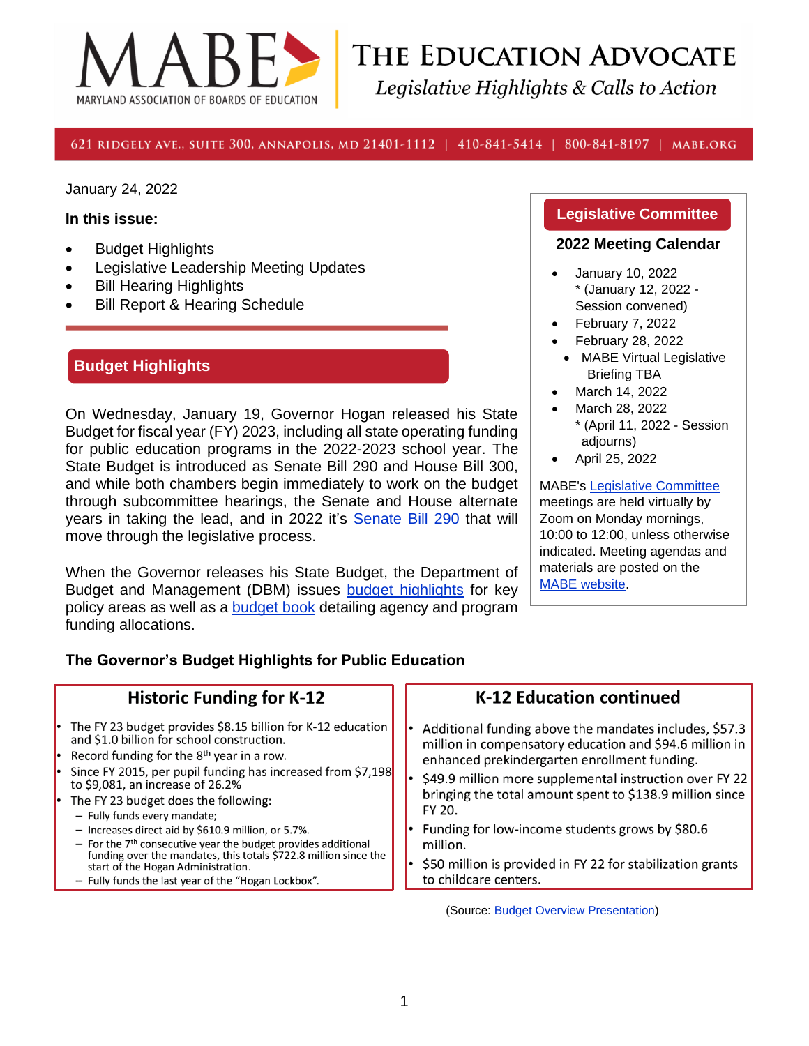# MABE — Maryland Association of Boards of Education

## The Education Advocate

*Legislative Highlights & Calls to Action*

621 Ridgely Ave., Suite 300, Annapolis, MD 21401-1112 | 410-841-5414 | 800-841-8197 | MABE.ORG

January 24, 2022

**In this issue:**

- Budget Highlights
- Legislative Leadership Meeting Updates
- Bill Hearing Highlights
- Bill Report & Hearing Schedule

## Budget Highlights

On Wednesday, January 19, Governor Hogan released his State Budget for fiscal year (FY) 2023, including all state operating funding for public education programs in the 2022-2023 school year. The State Budget is introduced as Senate Bill 290 and House Bill 300, and while both chambers begin immediately to work on the budget through subcommittee hearings, the Senate and House alternate years in taking the lead, and in 2022 it's Senate Bill 290 that will move through the legislative process.

When the Governor releases his State Budget, the Department of Budget and Management (DBM) issues budget highlights for key policy areas as well as a budget book detailing agency and program funding allocations.

### Legislative Committee

**2022 Meeting Calendar**

- January 10, 2022
  * (January 12, 2022 - Session convened)
- February 7, 2022
- February 28, 2022
  - MABE Virtual Legislative Briefing TBA
- March 14, 2022
- March 28, 2022
  * (April 11, 2022 - Session adjourns)
- April 25, 2022

MABE's Legislative Committee meetings are held virtually by Zoom on Monday mornings, 10:00 to 12:00, unless otherwise indicated. Meeting agendas and materials are posted on the MABE website.

### The Governor's Budget Highlights for Public Education

**Historic Funding for K-12**

- The FY 23 budget provides $8.15 billion for K-12 education and $1.0 billion for school construction.
- Record funding for the 8th year in a row.
- Since FY 2015, per pupil funding has increased from $7,198 to $9,081, an increase of 26.2%
- The FY 23 budget does the following:
  - Fully funds every mandate;
  - Increases direct aid by $610.9 million, or 5.7%.
  - For the 7th consecutive year the budget provides additional funding over the mandates, this totals $722.8 million since the start of the Hogan Administration.
  - Fully funds the last year of the "Hogan Lockbox".

**K-12 Education continued**

- Additional funding above the mandates includes, $57.3 million in compensatory education and $94.6 million in enhanced prekindergarten enrollment funding.
- $49.9 million more supplemental instruction over FY 22 bringing the total amount spent to $138.9 million since FY 20.
- Funding for low-income students grows by $80.6 million.
- $50 million is provided in FY 22 for stabilization grants to childcare centers.

(Source: Budget Overview Presentation)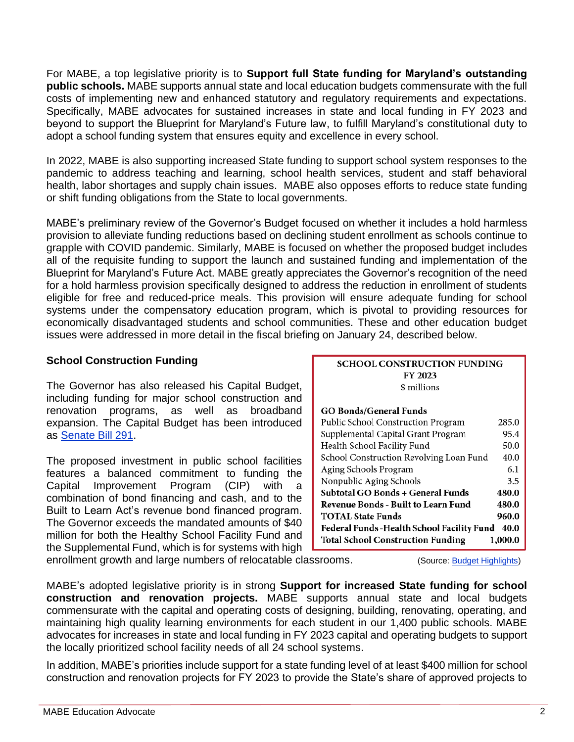For MABE, a top legislative priority is to **Support full State funding for Maryland's outstanding public schools.** MABE supports annual state and local education budgets commensurate with the full costs of implementing new and enhanced statutory and regulatory requirements and expectations. Specifically, MABE advocates for sustained increases in state and local funding in FY 2023 and beyond to support the Blueprint for Maryland's Future law, to fulfill Maryland's constitutional duty to adopt a school funding system that ensures equity and excellence in every school.

In 2022, MABE is also supporting increased State funding to support school system responses to the pandemic to address teaching and learning, school health services, student and staff behavioral health, labor shortages and supply chain issues. MABE also opposes efforts to reduce state funding or shift funding obligations from the State to local governments.

MABE's preliminary review of the Governor's Budget focused on whether it includes a hold harmless provision to alleviate funding reductions based on declining student enrollment as schools continue to grapple with COVID pandemic. Similarly, MABE is focused on whether the proposed budget includes all of the requisite funding to support the launch and sustained funding and implementation of the Blueprint for Maryland's Future Act. MABE greatly appreciates the Governor's recognition of the need for a hold harmless provision specifically designed to address the reduction in enrollment of students eligible for free and reduced-price meals. This provision will ensure adequate funding for school systems under the compensatory education program, which is pivotal to providing resources for economically disadvantaged students and school communities. These and other education budget issues were addressed in more detail in the fiscal briefing on January 24, described below.

### School Construction Funding

The Governor has also released his Capital Budget, including funding for major school construction and renovation programs, as well as broadband expansion. The Capital Budget has been introduced as [Senate Bill 291](#).

The proposed investment in public school facilities features a balanced commitment to funding the Capital Improvement Program (CIP) with a combination of bond financing and cash, and to the Built to Learn Act's revenue bond financed program. The Governor exceeds the mandated amounts of $40 million for both the Healthy School Facility Fund and the Supplemental Fund, which is for systems with high enrollment growth and large numbers of relocatable classrooms.

**SCHOOL CONSTRUCTION FUNDING**
**FY 2023**
$ millions

| | |
|---|---|
| **GO Bonds/General Funds** | |
| Public School Construction Program | 285.0 |
| Supplemental Capital Grant Program | 95.4 |
| Health School Facility Fund | 50.0 |
| School Construction Revolving Loan Fund | 40.0 |
| Aging Schools Program | 6.1 |
| Nonpublic Aging Schools | 3.5 |
| **Subtotal GO Bonds + General Funds** | **480.0** |
| **Revenue Bonds - Built to Learn Fund** | **480.0** |
| **TOTAL State Funds** | **960.0** |
| **Federal Funds -Health School Facility Fund** | **40.0** |
| **Total School Construction Funding** | **1,000.0** |

(Source: [Budget Highlights](#))

MABE's adopted legislative priority is in strong **Support for increased State funding for school construction and renovation projects.** MABE supports annual state and local budgets commensurate with the capital and operating costs of designing, building, renovating, operating, and maintaining high quality learning environments for each student in our 1,400 public schools. MABE advocates for increases in state and local funding in FY 2023 capital and operating budgets to support the locally prioritized school facility needs of all 24 school systems.

In addition, MABE's priorities include support for a state funding level of at least $400 million for school construction and renovation projects for FY 2023 to provide the State's share of approved projects to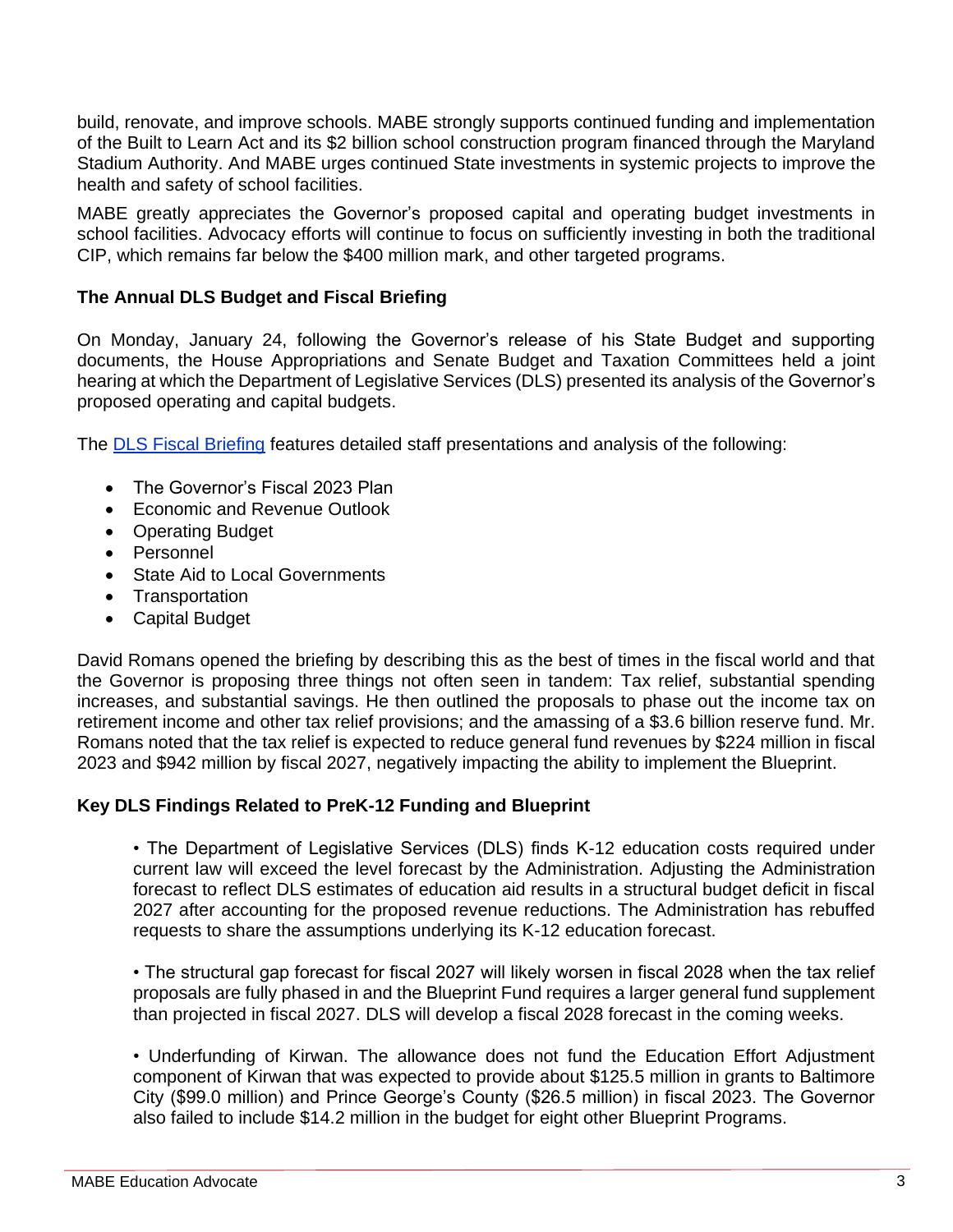build, renovate, and improve schools. MABE strongly supports continued funding and implementation of the Built to Learn Act and its $2 billion school construction program financed through the Maryland Stadium Authority. And MABE urges continued State investments in systemic projects to improve the health and safety of school facilities.

MABE greatly appreciates the Governor's proposed capital and operating budget investments in school facilities. Advocacy efforts will continue to focus on sufficiently investing in both the traditional CIP, which remains far below the $400 million mark, and other targeted programs.

### The Annual DLS Budget and Fiscal Briefing

On Monday, January 24, following the Governor's release of his State Budget and supporting documents, the House Appropriations and Senate Budget and Taxation Committees held a joint hearing at which the Department of Legislative Services (DLS) presented its analysis of the Governor's proposed operating and capital budgets.

The DLS Fiscal Briefing features detailed staff presentations and analysis of the following:

- The Governor's Fiscal 2023 Plan
- Economic and Revenue Outlook
- Operating Budget
- Personnel
- State Aid to Local Governments
- Transportation
- Capital Budget

David Romans opened the briefing by describing this as the best of times in the fiscal world and that the Governor is proposing three things not often seen in tandem: Tax relief, substantial spending increases, and substantial savings. He then outlined the proposals to phase out the income tax on retirement income and other tax relief provisions; and the amassing of a $3.6 billion reserve fund. Mr. Romans noted that the tax relief is expected to reduce general fund revenues by $224 million in fiscal 2023 and $942 million by fiscal 2027, negatively impacting the ability to implement the Blueprint.

### Key DLS Findings Related to PreK-12 Funding and Blueprint

- The Department of Legislative Services (DLS) finds K-12 education costs required under current law will exceed the level forecast by the Administration. Adjusting the Administration forecast to reflect DLS estimates of education aid results in a structural budget deficit in fiscal 2027 after accounting for the proposed revenue reductions. The Administration has rebuffed requests to share the assumptions underlying its K-12 education forecast.

- The structural gap forecast for fiscal 2027 will likely worsen in fiscal 2028 when the tax relief proposals are fully phased in and the Blueprint Fund requires a larger general fund supplement than projected in fiscal 2027. DLS will develop a fiscal 2028 forecast in the coming weeks.

- Underfunding of Kirwan. The allowance does not fund the Education Effort Adjustment component of Kirwan that was expected to provide about $125.5 million in grants to Baltimore City ($99.0 million) and Prince George's County ($26.5 million) in fiscal 2023. The Governor also failed to include $14.2 million in the budget for eight other Blueprint Programs.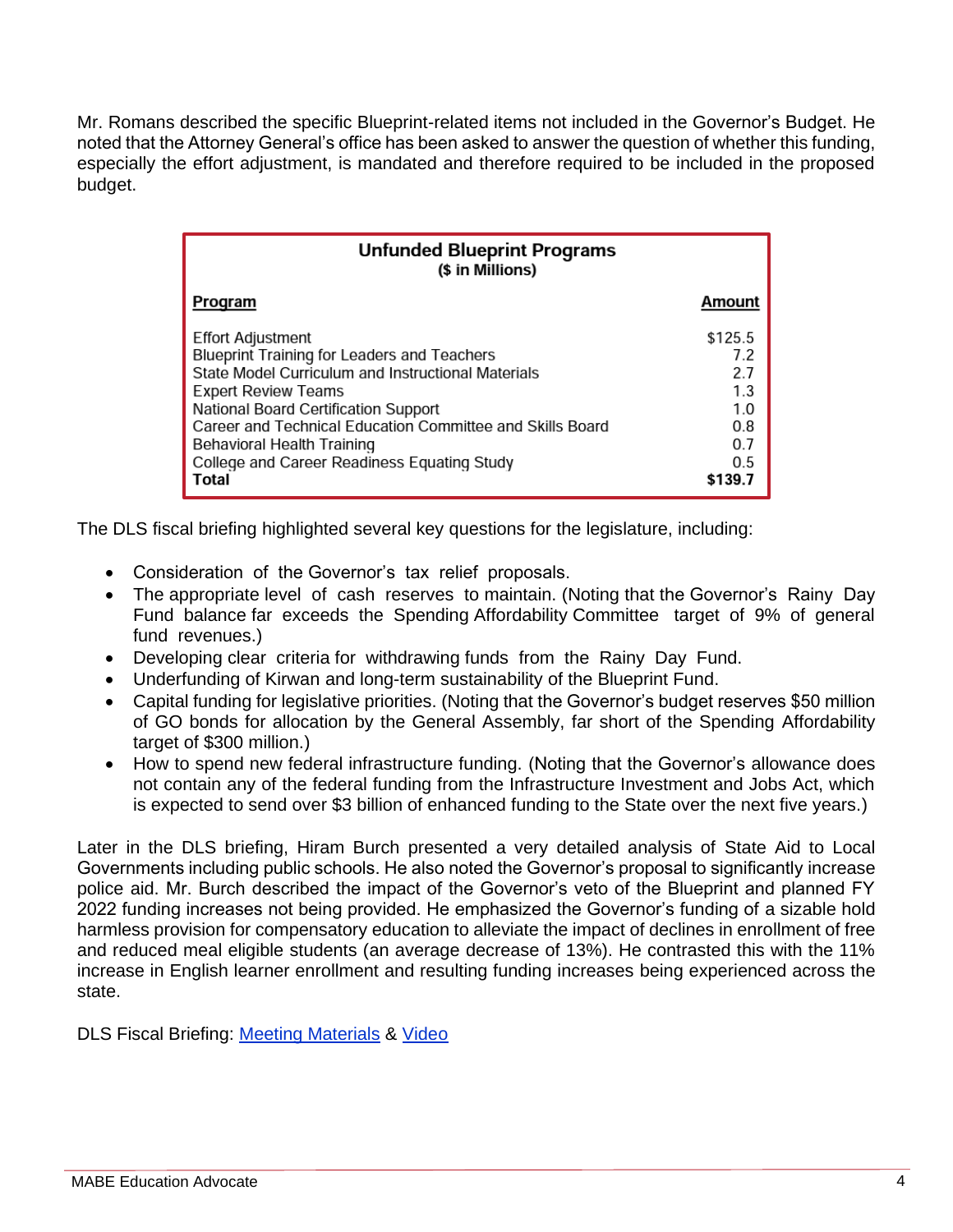Mr. Romans described the specific Blueprint-related items not included in the Governor's Budget. He noted that the Attorney General's office has been asked to answer the question of whether this funding, especially the effort adjustment, is mandated and therefore required to be included in the proposed budget.

**Unfunded Blueprint Programs**
**($ in Millions)**

| Program | Amount |
|---|---|
| Effort Adjustment | $125.5 |
| Blueprint Training for Leaders and Teachers | 7.2 |
| State Model Curriculum and Instructional Materials | 2.7 |
| Expert Review Teams | 1.3 |
| National Board Certification Support | 1.0 |
| Career and Technical Education Committee and Skills Board | 0.8 |
| Behavioral Health Training | 0.7 |
| College and Career Readiness Equating Study | 0.5 |
| **Total** | **$139.7** |

The DLS fiscal briefing highlighted several key questions for the legislature, including:

- Consideration of the Governor's tax relief proposals.
- The appropriate level of cash reserves to maintain. (Noting that the Governor's Rainy Day Fund balance far exceeds the Spending Affordability Committee target of 9% of general fund revenues.)
- Developing clear criteria for withdrawing funds from the Rainy Day Fund.
- Underfunding of Kirwan and long-term sustainability of the Blueprint Fund.
- Capital funding for legislative priorities. (Noting that the Governor's budget reserves $50 million of GO bonds for allocation by the General Assembly, far short of the Spending Affordability target of $300 million.)
- How to spend new federal infrastructure funding. (Noting that the Governor's allowance does not contain any of the federal funding from the Infrastructure Investment and Jobs Act, which is expected to send over $3 billion of enhanced funding to the State over the next five years.)

Later in the DLS briefing, Hiram Burch presented a very detailed analysis of State Aid to Local Governments including public schools. He also noted the Governor's proposal to significantly increase police aid. Mr. Burch described the impact of the Governor's veto of the Blueprint and planned FY 2022 funding increases not being provided. He emphasized the Governor's funding of a sizable hold harmless provision for compensatory education to alleviate the impact of declines in enrollment of free and reduced meal eligible students (an average decrease of 13%). He contrasted this with the 11% increase in English learner enrollment and resulting funding increases being experienced across the state.

DLS Fiscal Briefing: Meeting Materials & Video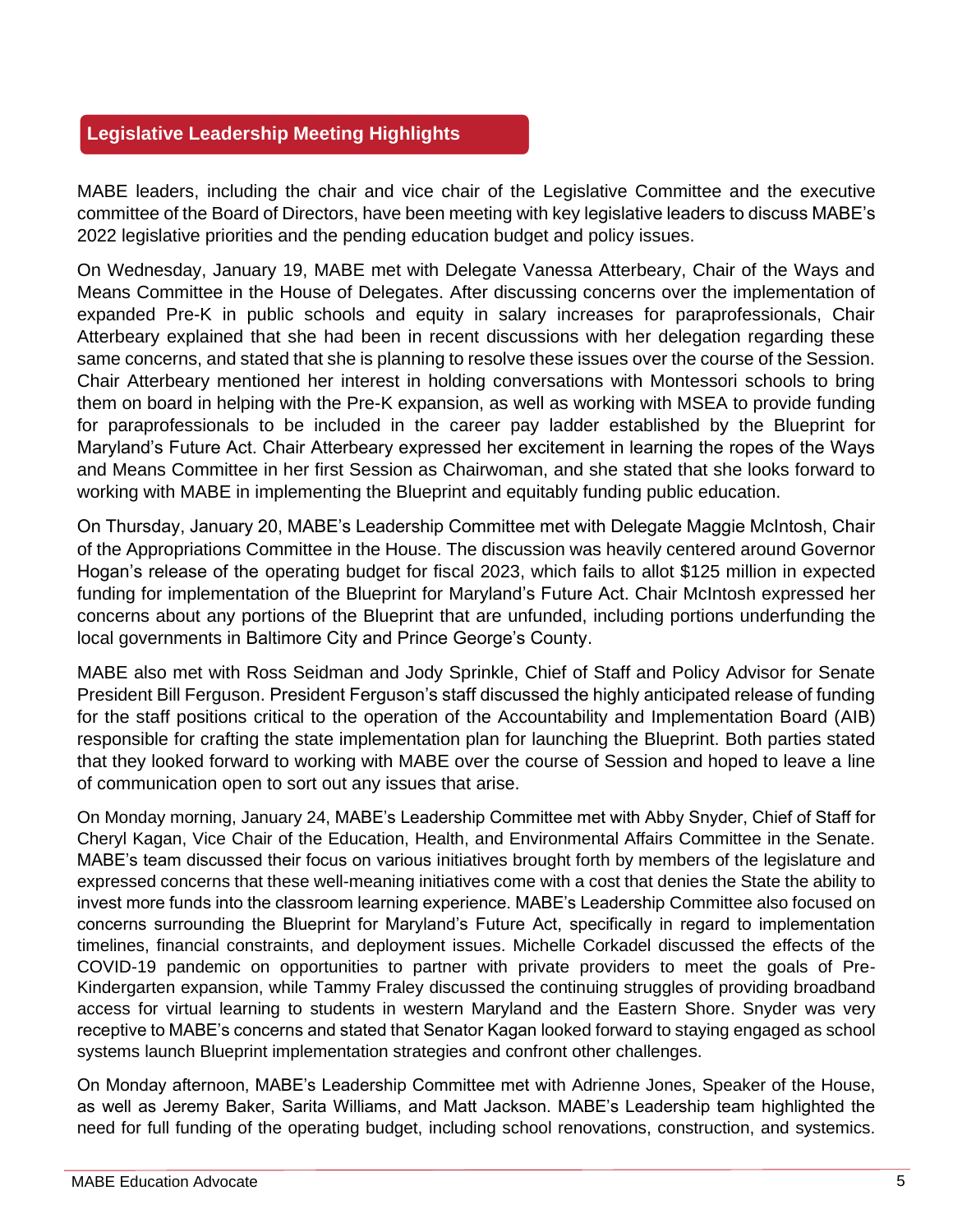## Legislative Leadership Meeting Highlights

MABE leaders, including the chair and vice chair of the Legislative Committee and the executive committee of the Board of Directors, have been meeting with key legislative leaders to discuss MABE's 2022 legislative priorities and the pending education budget and policy issues.

On Wednesday, January 19, MABE met with Delegate Vanessa Atterbeary, Chair of the Ways and Means Committee in the House of Delegates. After discussing concerns over the implementation of expanded Pre-K in public schools and equity in salary increases for paraprofessionals, Chair Atterbeary explained that she had been in recent discussions with her delegation regarding these same concerns, and stated that she is planning to resolve these issues over the course of the Session. Chair Atterbeary mentioned her interest in holding conversations with Montessori schools to bring them on board in helping with the Pre-K expansion, as well as working with MSEA to provide funding for paraprofessionals to be included in the career pay ladder established by the Blueprint for Maryland's Future Act. Chair Atterbeary expressed her excitement in learning the ropes of the Ways and Means Committee in her first Session as Chairwoman, and she stated that she looks forward to working with MABE in implementing the Blueprint and equitably funding public education.

On Thursday, January 20, MABE's Leadership Committee met with Delegate Maggie McIntosh, Chair of the Appropriations Committee in the House. The discussion was heavily centered around Governor Hogan's release of the operating budget for fiscal 2023, which fails to allot $125 million in expected funding for implementation of the Blueprint for Maryland's Future Act. Chair McIntosh expressed her concerns about any portions of the Blueprint that are unfunded, including portions underfunding the local governments in Baltimore City and Prince George's County.

MABE also met with Ross Seidman and Jody Sprinkle, Chief of Staff and Policy Advisor for Senate President Bill Ferguson. President Ferguson's staff discussed the highly anticipated release of funding for the staff positions critical to the operation of the Accountability and Implementation Board (AIB) responsible for crafting the state implementation plan for launching the Blueprint. Both parties stated that they looked forward to working with MABE over the course of Session and hoped to leave a line of communication open to sort out any issues that arise.

On Monday morning, January 24, MABE's Leadership Committee met with Abby Snyder, Chief of Staff for Cheryl Kagan, Vice Chair of the Education, Health, and Environmental Affairs Committee in the Senate. MABE's team discussed their focus on various initiatives brought forth by members of the legislature and expressed concerns that these well-meaning initiatives come with a cost that denies the State the ability to invest more funds into the classroom learning experience. MABE's Leadership Committee also focused on concerns surrounding the Blueprint for Maryland's Future Act, specifically in regard to implementation timelines, financial constraints, and deployment issues. Michelle Corkadel discussed the effects of the COVID-19 pandemic on opportunities to partner with private providers to meet the goals of Pre-Kindergarten expansion, while Tammy Fraley discussed the continuing struggles of providing broadband access for virtual learning to students in western Maryland and the Eastern Shore. Snyder was very receptive to MABE's concerns and stated that Senator Kagan looked forward to staying engaged as school systems launch Blueprint implementation strategies and confront other challenges.

On Monday afternoon, MABE's Leadership Committee met with Adrienne Jones, Speaker of the House, as well as Jeremy Baker, Sarita Williams, and Matt Jackson. MABE's Leadership team highlighted the need for full funding of the operating budget, including school renovations, construction, and systemics.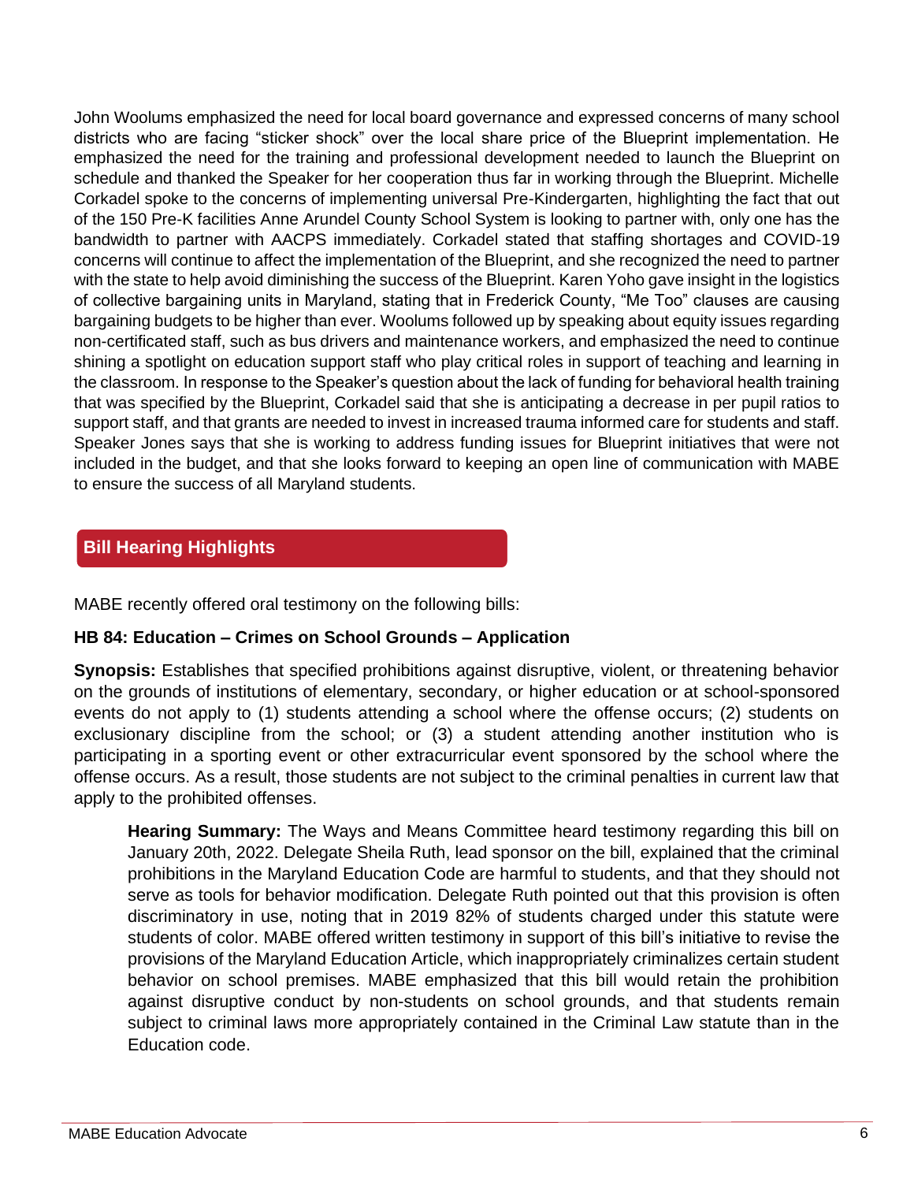John Woolums emphasized the need for local board governance and expressed concerns of many school districts who are facing "sticker shock" over the local share price of the Blueprint implementation. He emphasized the need for the training and professional development needed to launch the Blueprint on schedule and thanked the Speaker for her cooperation thus far in working through the Blueprint. Michelle Corkadel spoke to the concerns of implementing universal Pre-Kindergarten, highlighting the fact that out of the 150 Pre-K facilities Anne Arundel County School System is looking to partner with, only one has the bandwidth to partner with AACPS immediately. Corkadel stated that staffing shortages and COVID-19 concerns will continue to affect the implementation of the Blueprint, and she recognized the need to partner with the state to help avoid diminishing the success of the Blueprint. Karen Yoho gave insight in the logistics of collective bargaining units in Maryland, stating that in Frederick County, "Me Too" clauses are causing bargaining budgets to be higher than ever. Woolums followed up by speaking about equity issues regarding non-certificated staff, such as bus drivers and maintenance workers, and emphasized the need to continue shining a spotlight on education support staff who play critical roles in support of teaching and learning in the classroom. In response to the Speaker's question about the lack of funding for behavioral health training that was specified by the Blueprint, Corkadel said that she is anticipating a decrease in per pupil ratios to support staff, and that grants are needed to invest in increased trauma informed care for students and staff. Speaker Jones says that she is working to address funding issues for Blueprint initiatives that were not included in the budget, and that she looks forward to keeping an open line of communication with MABE to ensure the success of all Maryland students.

## Bill Hearing Highlights

MABE recently offered oral testimony on the following bills:

### HB 84: Education – Crimes on School Grounds – Application

**Synopsis:** Establishes that specified prohibitions against disruptive, violent, or threatening behavior on the grounds of institutions of elementary, secondary, or higher education or at school-sponsored events do not apply to (1) students attending a school where the offense occurs; (2) students on exclusionary discipline from the school; or (3) a student attending another institution who is participating in a sporting event or other extracurricular event sponsored by the school where the offense occurs. As a result, those students are not subject to the criminal penalties in current law that apply to the prohibited offenses.

> **Hearing Summary:** The Ways and Means Committee heard testimony regarding this bill on January 20th, 2022. Delegate Sheila Ruth, lead sponsor on the bill, explained that the criminal prohibitions in the Maryland Education Code are harmful to students, and that they should not serve as tools for behavior modification. Delegate Ruth pointed out that this provision is often discriminatory in use, noting that in 2019 82% of students charged under this statute were students of color. MABE offered written testimony in support of this bill's initiative to revise the provisions of the Maryland Education Article, which inappropriately criminalizes certain student behavior on school premises. MABE emphasized that this bill would retain the prohibition against disruptive conduct by non-students on school grounds, and that students remain subject to criminal laws more appropriately contained in the Criminal Law statute than in the Education code.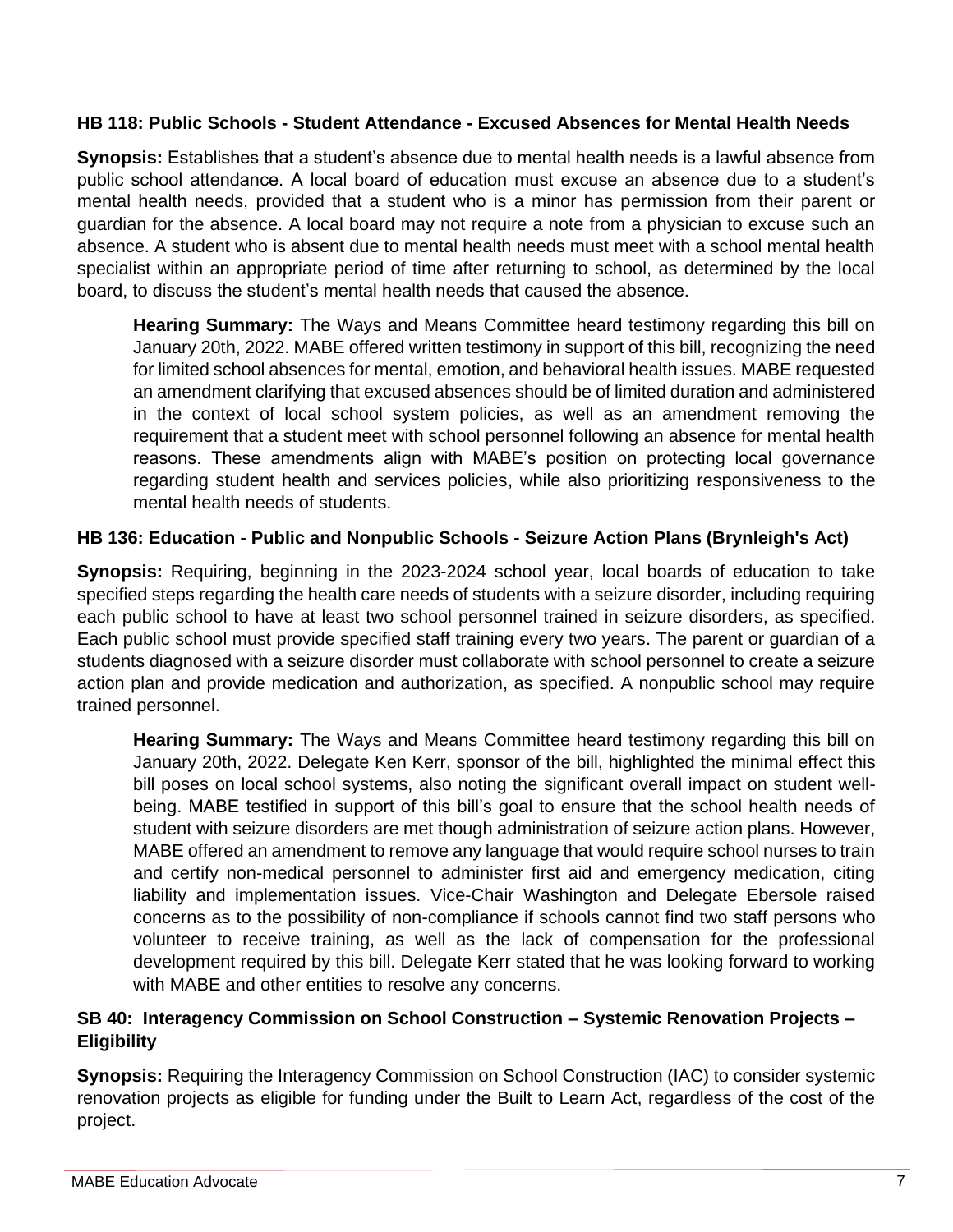**HB 118: Public Schools - Student Attendance - Excused Absences for Mental Health Needs**

**Synopsis:** Establishes that a student's absence due to mental health needs is a lawful absence from public school attendance. A local board of education must excuse an absence due to a student's mental health needs, provided that a student who is a minor has permission from their parent or guardian for the absence. A local board may not require a note from a physician to excuse such an absence. A student who is absent due to mental health needs must meet with a school mental health specialist within an appropriate period of time after returning to school, as determined by the local board, to discuss the student's mental health needs that caused the absence.

> **Hearing Summary:** The Ways and Means Committee heard testimony regarding this bill on January 20th, 2022. MABE offered written testimony in support of this bill, recognizing the need for limited school absences for mental, emotion, and behavioral health issues. MABE requested an amendment clarifying that excused absences should be of limited duration and administered in the context of local school system policies, as well as an amendment removing the requirement that a student meet with school personnel following an absence for mental health reasons. These amendments align with MABE's position on protecting local governance regarding student health and services policies, while also prioritizing responsiveness to the mental health needs of students.

**HB 136: Education - Public and Nonpublic Schools - Seizure Action Plans (Brynleigh's Act)**

**Synopsis:** Requiring, beginning in the 2023-2024 school year, local boards of education to take specified steps regarding the health care needs of students with a seizure disorder, including requiring each public school to have at least two school personnel trained in seizure disorders, as specified. Each public school must provide specified staff training every two years. The parent or guardian of a students diagnosed with a seizure disorder must collaborate with school personnel to create a seizure action plan and provide medication and authorization, as specified. A nonpublic school may require trained personnel.

> **Hearing Summary:** The Ways and Means Committee heard testimony regarding this bill on January 20th, 2022. Delegate Ken Kerr, sponsor of the bill, highlighted the minimal effect this bill poses on local school systems, also noting the significant overall impact on student well-being. MABE testified in support of this bill's goal to ensure that the school health needs of student with seizure disorders are met though administration of seizure action plans. However, MABE offered an amendment to remove any language that would require school nurses to train and certify non-medical personnel to administer first aid and emergency medication, citing liability and implementation issues. Vice-Chair Washington and Delegate Ebersole raised concerns as to the possibility of non-compliance if schools cannot find two staff persons who volunteer to receive training, as well as the lack of compensation for the professional development required by this bill. Delegate Kerr stated that he was looking forward to working with MABE and other entities to resolve any concerns.

**SB 40: Interagency Commission on School Construction – Systemic Renovation Projects – Eligibility**

**Synopsis:** Requiring the Interagency Commission on School Construction (IAC) to consider systemic renovation projects as eligible for funding under the Built to Learn Act, regardless of the cost of the project.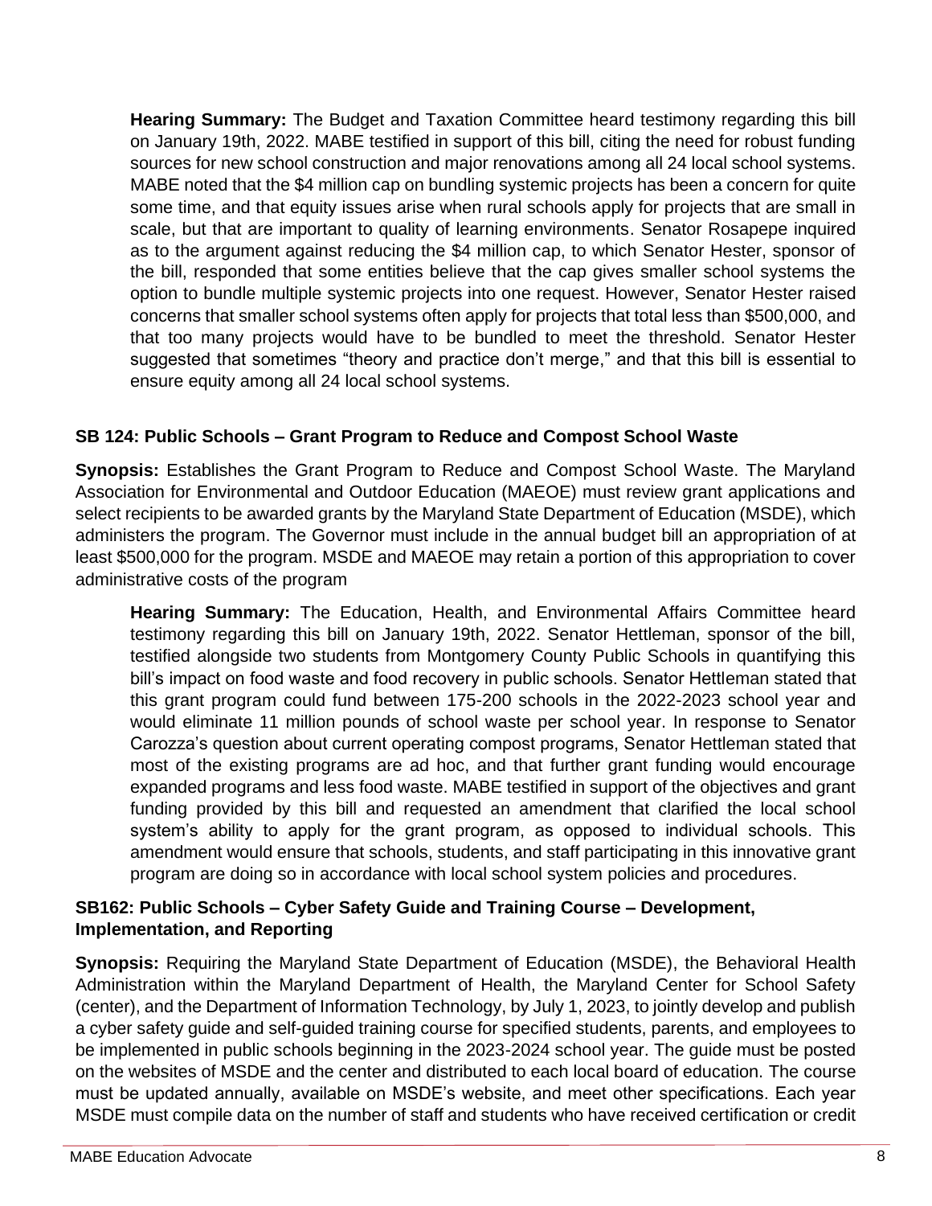**Hearing Summary:** The Budget and Taxation Committee heard testimony regarding this bill on January 19th, 2022. MABE testified in support of this bill, citing the need for robust funding sources for new school construction and major renovations among all 24 local school systems. MABE noted that the $4 million cap on bundling systemic projects has been a concern for quite some time, and that equity issues arise when rural schools apply for projects that are small in scale, but that are important to quality of learning environments. Senator Rosapepe inquired as to the argument against reducing the $4 million cap, to which Senator Hester, sponsor of the bill, responded that some entities believe that the cap gives smaller school systems the option to bundle multiple systemic projects into one request. However, Senator Hester raised concerns that smaller school systems often apply for projects that total less than $500,000, and that too many projects would have to be bundled to meet the threshold. Senator Hester suggested that sometimes "theory and practice don't merge," and that this bill is essential to ensure equity among all 24 local school systems.

### SB 124: Public Schools – Grant Program to Reduce and Compost School Waste

**Synopsis:** Establishes the Grant Program to Reduce and Compost School Waste. The Maryland Association for Environmental and Outdoor Education (MAEOE) must review grant applications and select recipients to be awarded grants by the Maryland State Department of Education (MSDE), which administers the program. The Governor must include in the annual budget bill an appropriation of at least $500,000 for the program. MSDE and MAEOE may retain a portion of this appropriation to cover administrative costs of the program

**Hearing Summary:** The Education, Health, and Environmental Affairs Committee heard testimony regarding this bill on January 19th, 2022. Senator Hettleman, sponsor of the bill, testified alongside two students from Montgomery County Public Schools in quantifying this bill's impact on food waste and food recovery in public schools. Senator Hettleman stated that this grant program could fund between 175-200 schools in the 2022-2023 school year and would eliminate 11 million pounds of school waste per school year. In response to Senator Carozza's question about current operating compost programs, Senator Hettleman stated that most of the existing programs are ad hoc, and that further grant funding would encourage expanded programs and less food waste. MABE testified in support of the objectives and grant funding provided by this bill and requested an amendment that clarified the local school system's ability to apply for the grant program, as opposed to individual schools. This amendment would ensure that schools, students, and staff participating in this innovative grant program are doing so in accordance with local school system policies and procedures.

### SB162: Public Schools – Cyber Safety Guide and Training Course – Development, Implementation, and Reporting

**Synopsis:** Requiring the Maryland State Department of Education (MSDE), the Behavioral Health Administration within the Maryland Department of Health, the Maryland Center for School Safety (center), and the Department of Information Technology, by July 1, 2023, to jointly develop and publish a cyber safety guide and self-guided training course for specified students, parents, and employees to be implemented in public schools beginning in the 2023-2024 school year. The guide must be posted on the websites of MSDE and the center and distributed to each local board of education. The course must be updated annually, available on MSDE's website, and meet other specifications. Each year MSDE must compile data on the number of staff and students who have received certification or credit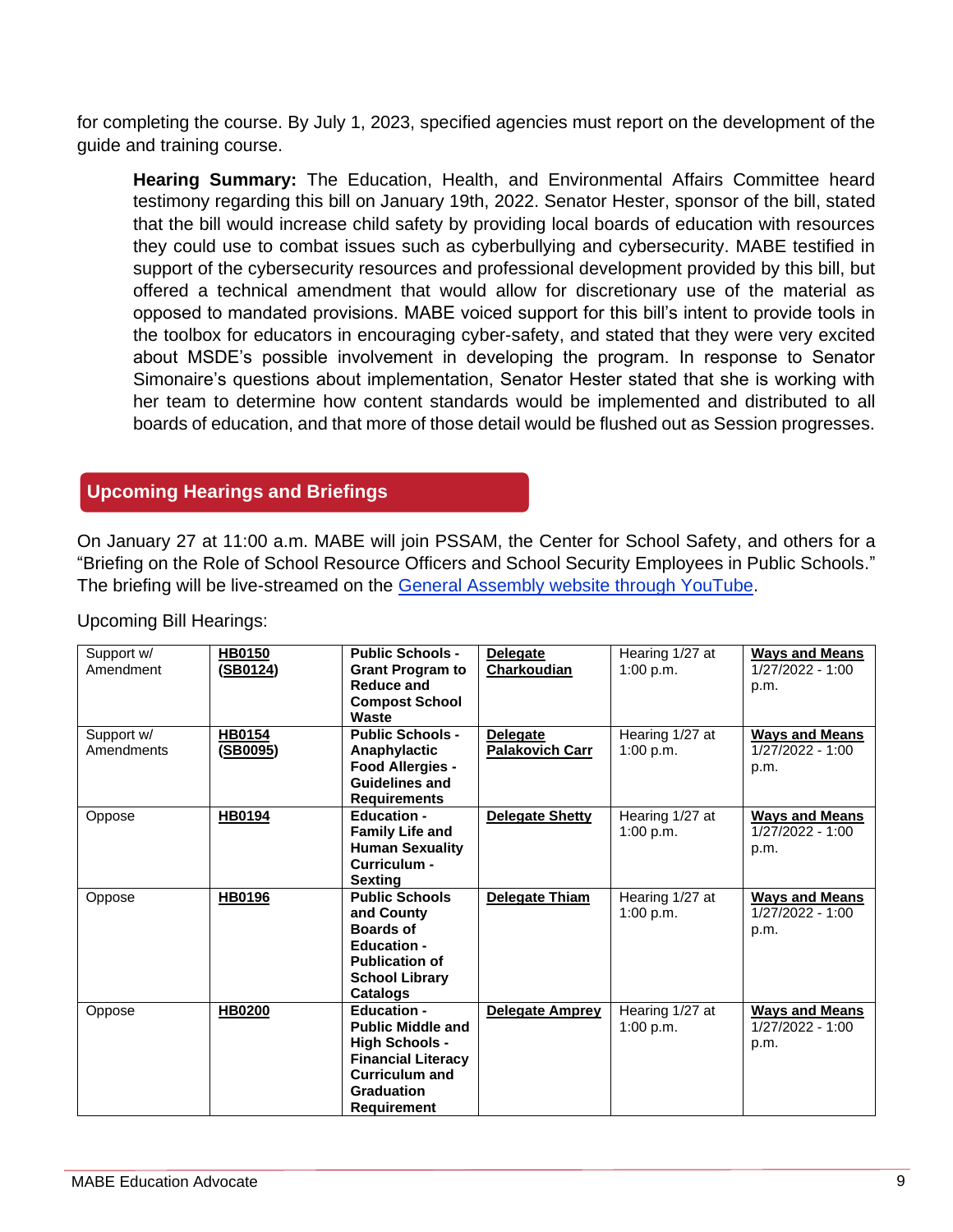for completing the course. By July 1, 2023, specified agencies must report on the development of the guide and training course.

**Hearing Summary:** The Education, Health, and Environmental Affairs Committee heard testimony regarding this bill on January 19th, 2022. Senator Hester, sponsor of the bill, stated that the bill would increase child safety by providing local boards of education with resources they could use to combat issues such as cyberbullying and cybersecurity. MABE testified in support of the cybersecurity resources and professional development provided by this bill, but offered a technical amendment that would allow for discretionary use of the material as opposed to mandated provisions. MABE voiced support for this bill's intent to provide tools in the toolbox for educators in encouraging cyber-safety, and stated that they were very excited about MSDE's possible involvement in developing the program. In response to Senator Simonaire's questions about implementation, Senator Hester stated that she is working with her team to determine how content standards would be implemented and distributed to all boards of education, and that more of those detail would be flushed out as Session progresses.

## Upcoming Hearings and Briefings

On January 27 at 11:00 a.m. MABE will join PSSAM, the Center for School Safety, and others for a "Briefing on the Role of School Resource Officers and School Security Employees in Public Schools." The briefing will be live-streamed on the General Assembly website through YouTube.

Upcoming Bill Hearings:

| | | | | | |
|---|---|---|---|---|---|
| Support w/ Amendment | **HB0150 (SB0124)** | **Public Schools - Grant Program to Reduce and Compost School Waste** | **Delegate Charkoudian** | Hearing 1/27 at 1:00 p.m. | **Ways and Means** 1/27/2022 - 1:00 p.m. |
| Support w/ Amendments | **HB0154 (SB0095)** | **Public Schools - Anaphylactic Food Allergies - Guidelines and Requirements** | **Delegate Palakovich Carr** | Hearing 1/27 at 1:00 p.m. | **Ways and Means** 1/27/2022 - 1:00 p.m. |
| Oppose | **HB0194** | **Education - Family Life and Human Sexuality Curriculum - Sexting** | **Delegate Shetty** | Hearing 1/27 at 1:00 p.m. | **Ways and Means** 1/27/2022 - 1:00 p.m. |
| Oppose | **HB0196** | **Public Schools and County Boards of Education - Publication of School Library Catalogs** | **Delegate Thiam** | Hearing 1/27 at 1:00 p.m. | **Ways and Means** 1/27/2022 - 1:00 p.m. |
| Oppose | **HB0200** | **Education - Public Middle and High Schools - Financial Literacy Curriculum and Graduation Requirement** | **Delegate Amprey** | Hearing 1/27 at 1:00 p.m. | **Ways and Means** 1/27/2022 - 1:00 p.m. |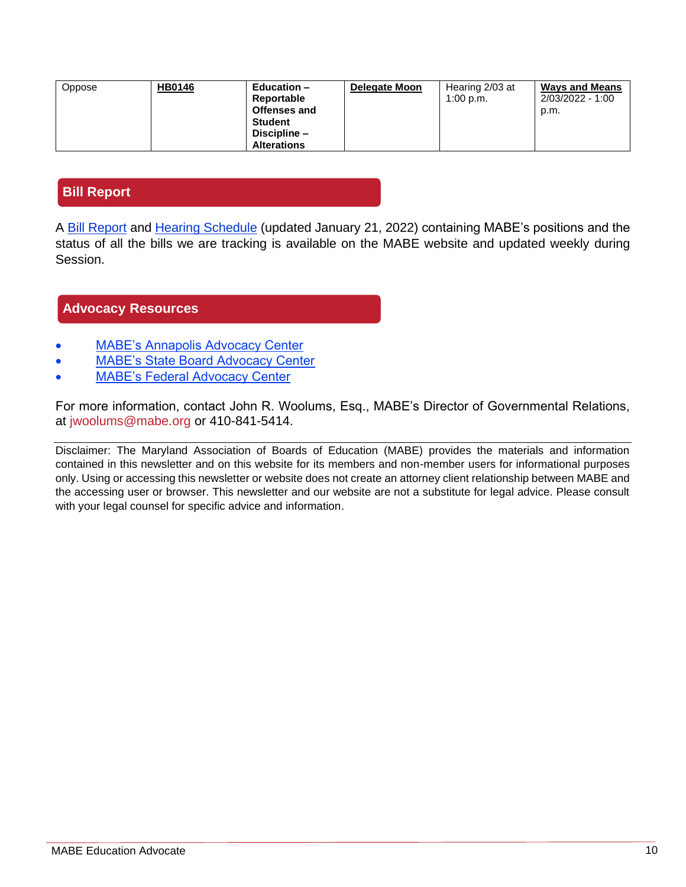| | | | | | |
|---|---|---|---|---|---|
| Oppose | **HB0146** | **Education – Reportable Offenses and Student Discipline – Alterations** | **Delegate Moon** | Hearing 2/03 at 1:00 p.m. | **Ways and Means** 2/03/2022 - 1:00 p.m. |

## Bill Report

A Bill Report and Hearing Schedule (updated January 21, 2022) containing MABE's positions and the status of all the bills we are tracking is available on the MABE website and updated weekly during Session.

## Advocacy Resources

- MABE's Annapolis Advocacy Center
- MABE's State Board Advocacy Center
- MABE's Federal Advocacy Center

For more information, contact John R. Woolums, Esq., MABE's Director of Governmental Relations, at jwoolums@mabe.org or 410-841-5414.

---

Disclaimer: The Maryland Association of Boards of Education (MABE) provides the materials and information contained in this newsletter and on this website for its members and non-member users for informational purposes only. Using or accessing this newsletter or website does not create an attorney client relationship between MABE and the accessing user or browser. This newsletter and our website are not a substitute for legal advice. Please consult with your legal counsel for specific advice and information.